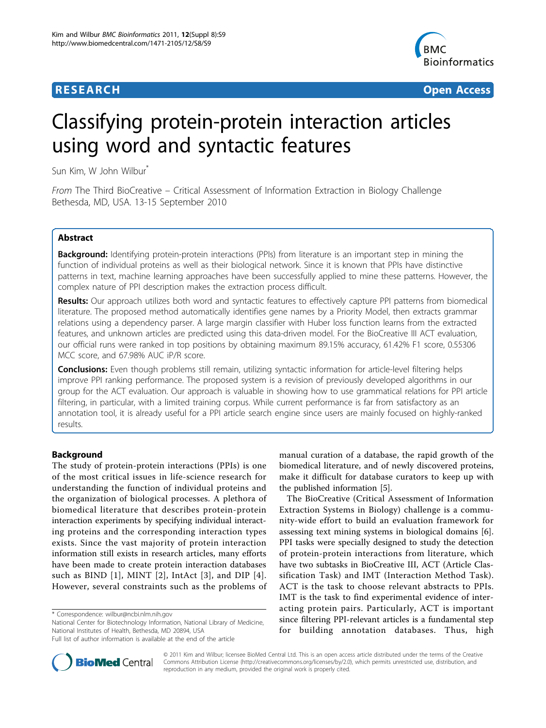**RESEARCH** **Open Access**

# Classifying protein-protein interaction articles using word and syntactic features

Sun Kim, W John Wilbur*

*From* The Third BioCreative – Critical Assessment of Information Extraction in Biology Challenge
Bethesda, MD, USA. 13-15 September 2010

## Abstract

**Background:** Identifying protein-protein interactions (PPIs) from literature is an important step in mining the function of individual proteins as well as their biological network. Since it is known that PPIs have distinctive patterns in text, machine learning approaches have been successfully applied to mine these patterns. However, the complex nature of PPI description makes the extraction process difficult.

**Results:** Our approach utilizes both word and syntactic features to effectively capture PPI patterns from biomedical literature. The proposed method automatically identifies gene names by a Priority Model, then extracts grammar relations using a dependency parser. A large margin classifier with Huber loss function learns from the extracted features, and unknown articles are predicted using this data-driven model. For the BioCreative III ACT evaluation, our official runs were ranked in top positions by obtaining maximum 89.15% accuracy, 61.42% F1 score, 0.55306 MCC score, and 67.98% AUC iP/R score.

**Conclusions:** Even though problems still remain, utilizing syntactic information for article-level filtering helps improve PPI ranking performance. The proposed system is a revision of previously developed algorithms in our group for the ACT evaluation. Our approach is valuable in showing how to use grammatical relations for PPI article filtering, in particular, with a limited training corpus. While current performance is far from satisfactory as an annotation tool, it is already useful for a PPI article search engine since users are mainly focused on highly-ranked results.

## Background

The study of protein-protein interactions (PPIs) is one of the most critical issues in life-science research for understanding the function of individual proteins and the organization of biological processes. A plethora of biomedical literature that describes protein-protein interaction experiments by specifying individual interacting proteins and the corresponding interaction types exists. Since the vast majority of protein interaction information still exists in research articles, many efforts have been made to create protein interaction databases such as BIND [1], MINT [2], IntAct [3], and DIP [4]. However, several constraints such as the problems of manual curation of a database, the rapid growth of the biomedical literature, and of newly discovered proteins, make it difficult for database curators to keep up with the published information [5].

The BioCreative (Critical Assessment of Information Extraction Systems in Biology) challenge is a community-wide effort to build an evaluation framework for assessing text mining systems in biological domains [6]. PPI tasks were specially designed to study the detection of protein-protein interactions from literature, which have two subtasks in BioCreative III, ACT (Article Classification Task) and IMT (Interaction Method Task). ACT is the task to choose relevant abstracts to PPIs. IMT is the task to find experimental evidence of interacting protein pairs. Particularly, ACT is important since filtering PPI-relevant articles is a fundamental step for building annotation databases. Thus, high

\* Correspondence: wilbur@ncbi.nlm.nih.gov
National Center for Biotechnology Information, National Library of Medicine, National Institutes of Health, Bethesda, MD 20894, USA
Full list of author information is available at the end of the article

© 2011 Kim and Wilbur; licensee BioMed Central Ltd. This is an open access article distributed under the terms of the Creative Commons Attribution License (http://creativecommons.org/licenses/by/2.0), which permits unrestricted use, distribution, and reproduction in any medium, provided the original work is properly cited.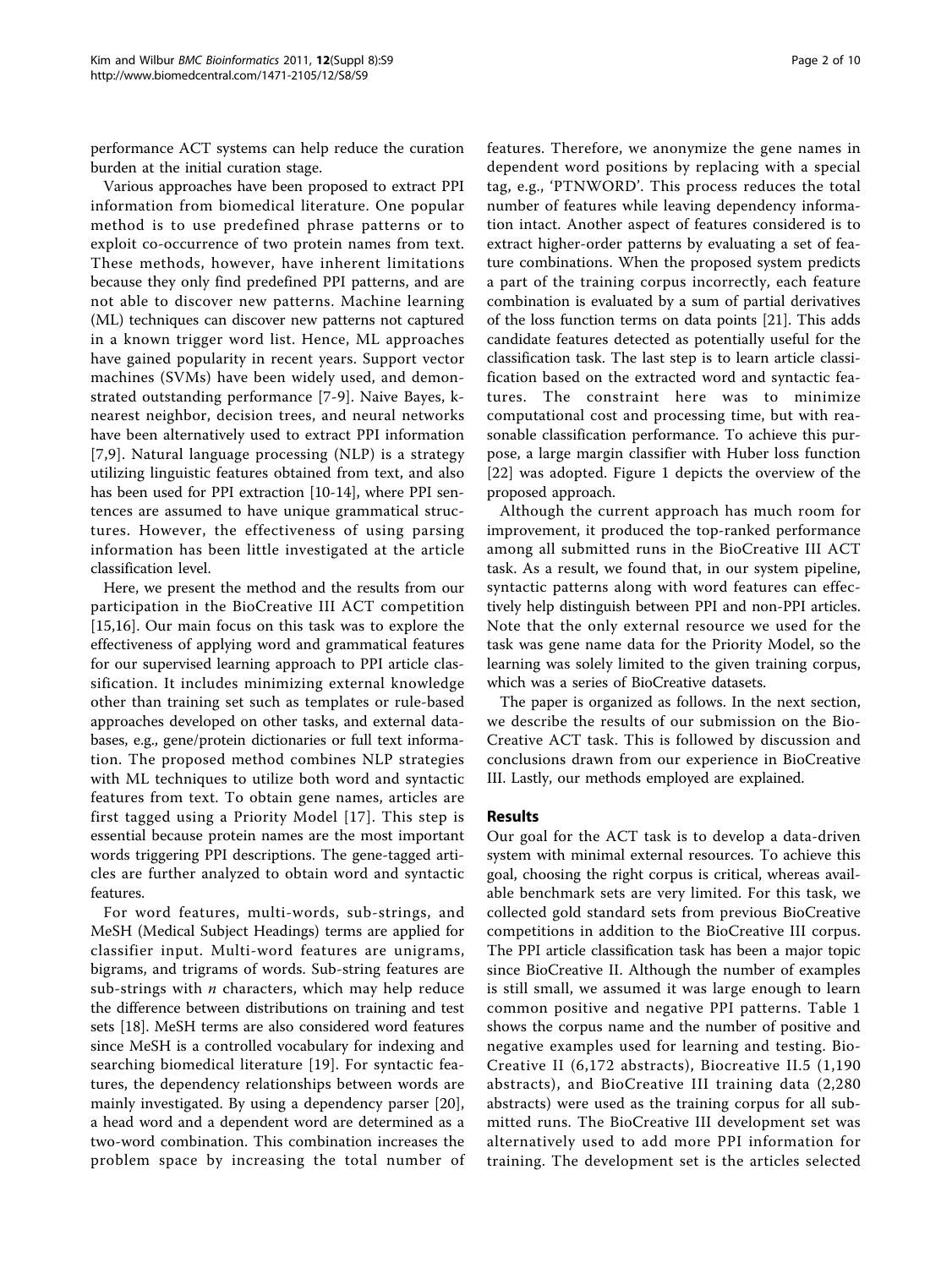performance ACT systems can help reduce the curation burden at the initial curation stage.

Various approaches have been proposed to extract PPI information from biomedical literature. One popular method is to use predefined phrase patterns or to exploit co-occurrence of two protein names from text. These methods, however, have inherent limitations because they only find predefined PPI patterns, and are not able to discover new patterns. Machine learning (ML) techniques can discover new patterns not captured in a known trigger word list. Hence, ML approaches have gained popularity in recent years. Support vector machines (SVMs) have been widely used, and demonstrated outstanding performance [7-9]. Naive Bayes, k-nearest neighbor, decision trees, and neural networks have been alternatively used to extract PPI information [7,9]. Natural language processing (NLP) is a strategy utilizing linguistic features obtained from text, and also has been used for PPI extraction [10-14], where PPI sentences are assumed to have unique grammatical structures. However, the effectiveness of using parsing information has been little investigated at the article classification level.

Here, we present the method and the results from our participation in the BioCreative III ACT competition [15,16]. Our main focus on this task was to explore the effectiveness of applying word and grammatical features for our supervised learning approach to PPI article classification. It includes minimizing external knowledge other than training set such as templates or rule-based approaches developed on other tasks, and external databases, e.g., gene/protein dictionaries or full text information. The proposed method combines NLP strategies with ML techniques to utilize both word and syntactic features from text. To obtain gene names, articles are first tagged using a Priority Model [17]. This step is essential because protein names are the most important words triggering PPI descriptions. The gene-tagged articles are further analyzed to obtain word and syntactic features.

For word features, multi-words, sub-strings, and MeSH (Medical Subject Headings) terms are applied for classifier input. Multi-word features are unigrams, bigrams, and trigrams of words. Sub-string features are sub-strings with *n* characters, which may help reduce the difference between distributions on training and test sets [18]. MeSH terms are also considered word features since MeSH is a controlled vocabulary for indexing and searching biomedical literature [19]. For syntactic features, the dependency relationships between words are mainly investigated. By using a dependency parser [20], a head word and a dependent word are determined as a two-word combination. This combination increases the problem space by increasing the total number of features. Therefore, we anonymize the gene names in dependent word positions by replacing with a special tag, e.g., 'PTNWORD'. This process reduces the total number of features while leaving dependency information intact. Another aspect of features considered is to extract higher-order patterns by evaluating a set of feature combinations. When the proposed system predicts a part of the training corpus incorrectly, each feature combination is evaluated by a sum of partial derivatives of the loss function terms on data points [21]. This adds candidate features detected as potentially useful for the classification task. The last step is to learn article classification based on the extracted word and syntactic features. The constraint here was to minimize computational cost and processing time, but with reasonable classification performance. To achieve this purpose, a large margin classifier with Huber loss function [22] was adopted. Figure 1 depicts the overview of the proposed approach.

Although the current approach has much room for improvement, it produced the top-ranked performance among all submitted runs in the BioCreative III ACT task. As a result, we found that, in our system pipeline, syntactic patterns along with word features can effectively help distinguish between PPI and non-PPI articles. Note that the only external resource we used for the task was gene name data for the Priority Model, so the learning was solely limited to the given training corpus, which was a series of BioCreative datasets.

The paper is organized as follows. In the next section, we describe the results of our submission on the BioCreative ACT task. This is followed by discussion and conclusions drawn from our experience in BioCreative III. Lastly, our methods employed are explained.

## Results

Our goal for the ACT task is to develop a data-driven system with minimal external resources. To achieve this goal, choosing the right corpus is critical, whereas available benchmark sets are very limited. For this task, we collected gold standard sets from previous BioCreative competitions in addition to the BioCreative III corpus. The PPI article classification task has been a major topic since BioCreative II. Although the number of examples is still small, we assumed it was large enough to learn common positive and negative PPI patterns. Table 1 shows the corpus name and the number of positive and negative examples used for learning and testing. BioCreative II (6,172 abstracts), Biocreative II.5 (1,190 abstracts), and BioCreative III training data (2,280 abstracts) were used as the training corpus for all submitted runs. The BioCreative III development set was alternatively used to add more PPI information for training. The development set is the articles selected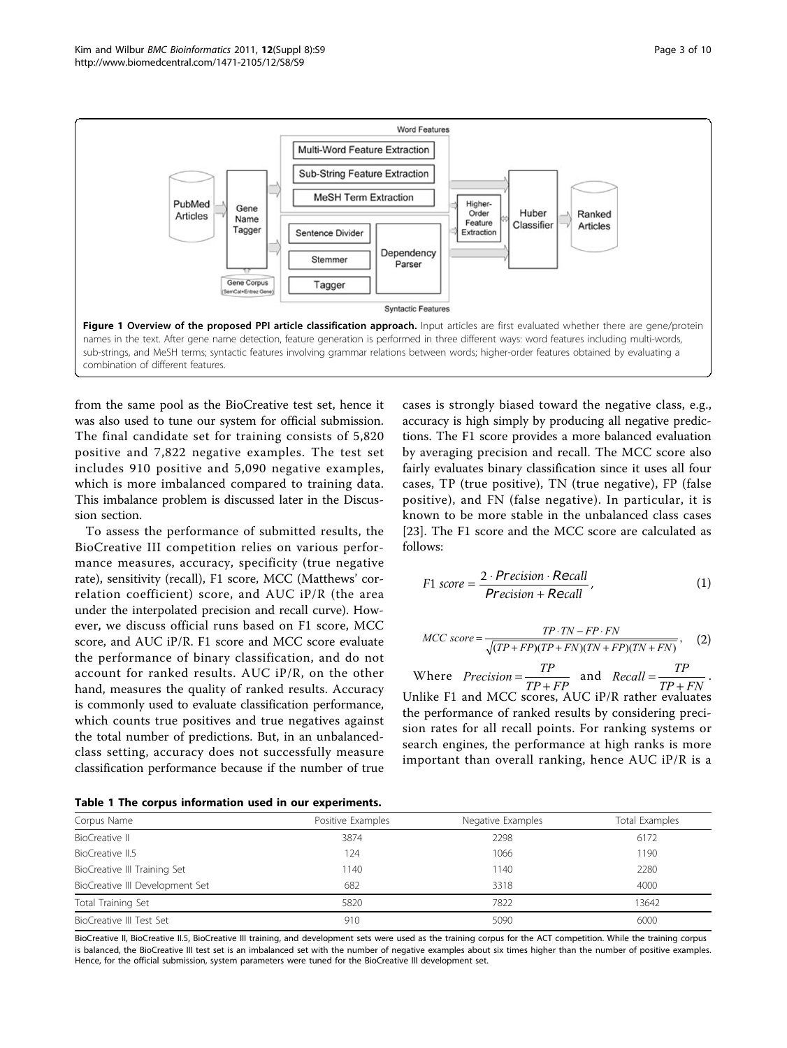**Figure 1 Overview of the proposed PPI article classification approach.** Input articles are first evaluated whether there are gene/protein names in the text. After gene name detection, feature generation is performed in three different ways: word features including multi-words, sub-strings, and MeSH terms; syntactic features involving grammar relations between words; higher-order features obtained by evaluating a combination of different features.

from the same pool as the BioCreative test set, hence it was also used to tune our system for official submission. The final candidate set for training consists of 5,820 positive and 7,822 negative examples. The test set includes 910 positive and 5,090 negative examples, which is more imbalanced compared to training data. This imbalance problem is discussed later in the Discussion section.

To assess the performance of submitted results, the BioCreative III competition relies on various performance measures, accuracy, specificity (true negative rate), sensitivity (recall), F1 score, MCC (Matthews' correlation coefficient) score, and AUC iP/R (the area under the interpolated precision and recall curve). However, we discuss official runs based on F1 score, MCC score, and AUC iP/R. F1 score and MCC score evaluate the performance of binary classification, and do not account for ranked results. AUC iP/R, on the other hand, measures the quality of ranked results. Accuracy is commonly used to evaluate classification performance, which counts true positives and true negatives against the total number of predictions. But, in an unbalanced-class setting, accuracy does not successfully measure classification performance because if the number of true cases is strongly biased toward the negative class, e.g., accuracy is high simply by producing all negative predictions. The F1 score provides a more balanced evaluation by averaging precision and recall. The MCC score also fairly evaluates binary classification since it uses all four cases, TP (true positive), TN (true negative), FP (false positive), and FN (false negative). In particular, it is known to be more stable in the unbalanced class cases [23]. The F1 score and the MCC score are calculated as follows:

$$F1\ score = \frac{2 \cdot Precision \cdot Recall}{Precision + Recall}, \quad (1)$$

$$MCC\ score = \frac{TP \cdot TN - FP \cdot FN}{\sqrt{(TP+FP)(TP+FN)(TN+FP)(TN+FN)}}, \quad (2)$$

Where $Precision = \frac{TP}{TP+FP}$ and $Recall = \frac{TP}{TP+FN}$. Unlike F1 and MCC scores, AUC iP/R rather evaluates the performance of ranked results by considering precision rates for all recall points. For ranking systems or search engines, the performance at high ranks is more important than overall ranking, hence AUC iP/R is a

**Table 1 The corpus information used in our experiments.**

| Corpus Name | Positive Examples | Negative Examples | Total Examples |
|---|---|---|---|
| BioCreative II | 3874 | 2298 | 6172 |
| BioCreative II.5 | 124 | 1066 | 1190 |
| BioCreative III Training Set | 1140 | 1140 | 2280 |
| BioCreative III Development Set | 682 | 3318 | 4000 |
| Total Training Set | 5820 | 7822 | 13642 |
| BioCreative III Test Set | 910 | 5090 | 6000 |

BioCreative II, BioCreative II.5, BioCreative III training, and development sets were used as the training corpus for the ACT competition. While the training corpus is balanced, the BioCreative III test set is an imbalanced set with the number of negative examples about six times higher than the number of positive examples. Hence, for the official submission, system parameters were tuned for the BioCreative III development set.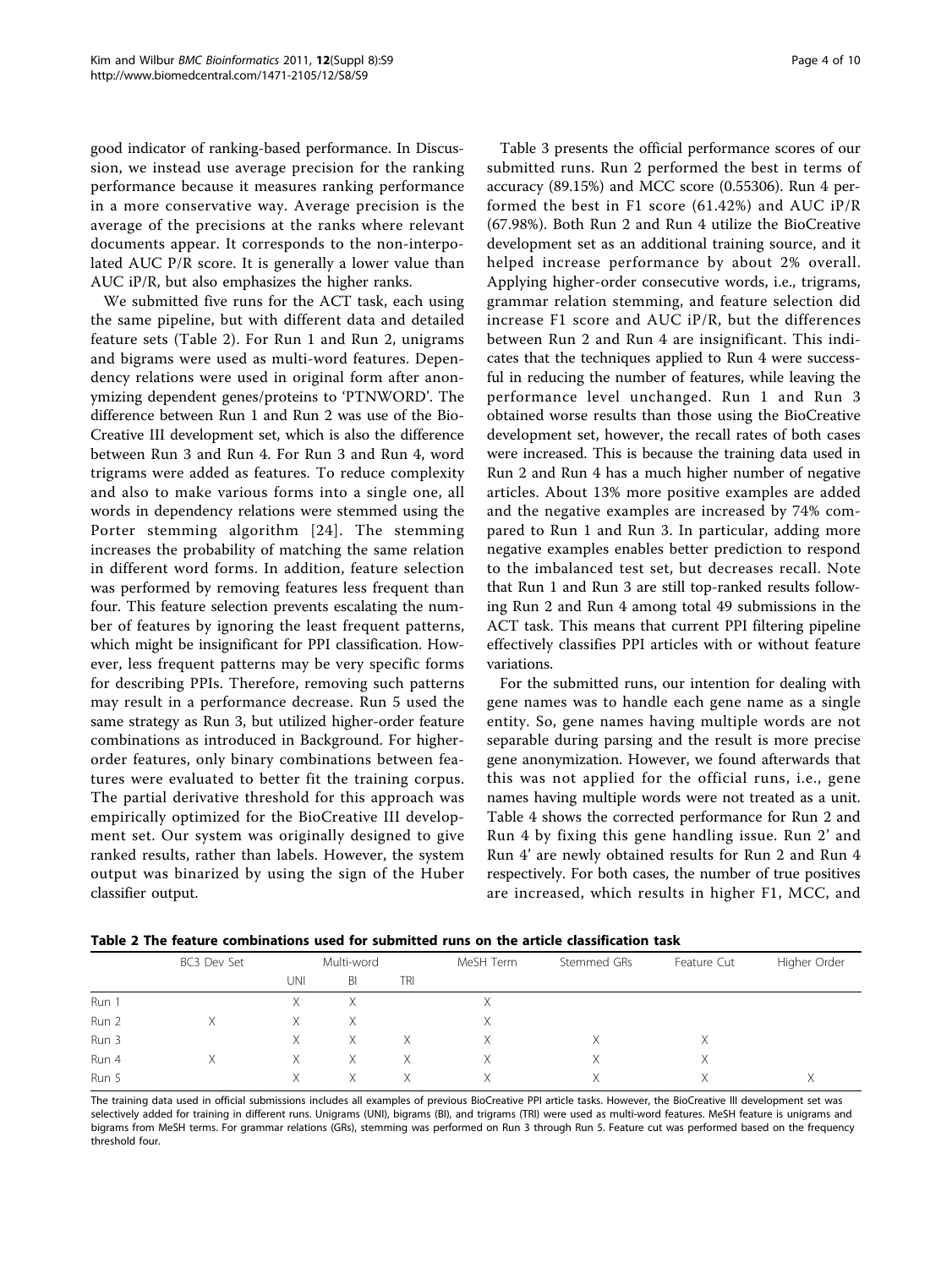good indicator of ranking-based performance. In Discussion, we instead use average precision for the ranking performance because it measures ranking performance in a more conservative way. Average precision is the average of the precisions at the ranks where relevant documents appear. It corresponds to the non-interpolated AUC P/R score. It is generally a lower value than AUC iP/R, but also emphasizes the higher ranks.

We submitted five runs for the ACT task, each using the same pipeline, but with different data and detailed feature sets (Table 2). For Run 1 and Run 2, unigrams and bigrams were used as multi-word features. Dependency relations were used in original form after anonymizing dependent genes/proteins to 'PTNWORD'. The difference between Run 1 and Run 2 was use of the BioCreative III development set, which is also the difference between Run 3 and Run 4. For Run 3 and Run 4, word trigrams were added as features. To reduce complexity and also to make various forms into a single one, all words in dependency relations were stemmed using the Porter stemming algorithm [24]. The stemming increases the probability of matching the same relation in different word forms. In addition, feature selection was performed by removing features less frequent than four. This feature selection prevents escalating the number of features by ignoring the least frequent patterns, which might be insignificant for PPI classification. However, less frequent patterns may be very specific forms for describing PPIs. Therefore, removing such patterns may result in a performance decrease. Run 5 used the same strategy as Run 3, but utilized higher-order feature combinations as introduced in Background. For higher-order features, only binary combinations between features were evaluated to better fit the training corpus. The partial derivative threshold for this approach was empirically optimized for the BioCreative III development set. Our system was originally designed to give ranked results, rather than labels. However, the system output was binarized by using the sign of the Huber classifier output.

Table 3 presents the official performance scores of our submitted runs. Run 2 performed the best in terms of accuracy (89.15%) and MCC score (0.55306). Run 4 performed the best in F1 score (61.42%) and AUC iP/R (67.98%). Both Run 2 and Run 4 utilize the BioCreative development set as an additional training source, and it helped increase performance by about 2% overall. Applying higher-order consecutive words, i.e., trigrams, grammar relation stemming, and feature selection did increase F1 score and AUC iP/R, but the differences between Run 2 and Run 4 are insignificant. This indicates that the techniques applied to Run 4 were successful in reducing the number of features, while leaving the performance level unchanged. Run 1 and Run 3 obtained worse results than those using the BioCreative development set, however, the recall rates of both cases were increased. This is because the training data used in Run 2 and Run 4 has a much higher number of negative articles. About 13% more positive examples are added and the negative examples are increased by 74% compared to Run 1 and Run 3. In particular, adding more negative examples enables better prediction to respond to the imbalanced test set, but decreases recall. Note that Run 1 and Run 3 are still top-ranked results following Run 2 and Run 4 among total 49 submissions in the ACT task. This means that current PPI filtering pipeline effectively classifies PPI articles with or without feature variations.

For the submitted runs, our intention for dealing with gene names was to handle each gene name as a single entity. So, gene names having multiple words are not separable during parsing and the result is more precise gene anonymization. However, we found afterwards that this was not applied for the official runs, i.e., gene names having multiple words were not treated as a unit. Table 4 shows the corrected performance for Run 2 and Run 4 by fixing this gene handling issue. Run 2' and Run 4' are newly obtained results for Run 2 and Run 4 respectively. For both cases, the number of true positives are increased, which results in higher F1, MCC, and

**Table 2 The feature combinations used for submitted runs on the article classification task**

| | BC3 Dev Set | Multi-word | | | MeSH Term | Stemmed GRs | Feature Cut | Higher Order |
|---|---|---|---|---|---|---|---|---|
| | | UNI | BI | TRI | | | | |
| Run 1 | | X | X | | X | | | |
| Run 2 | X | X | X | | X | | | |
| Run 3 | | X | X | X | X | X | X | |
| Run 4 | X | X | X | X | X | X | X | |
| Run 5 | | X | X | X | X | X | X | X |

The training data used in official submissions includes all examples of previous BioCreative PPI article tasks. However, the BioCreative III development set was selectively added for training in different runs. Unigrams (UNI), bigrams (BI), and trigrams (TRI) were used as multi-word features. MeSH feature is unigrams and bigrams from MeSH terms. For grammar relations (GRs), stemming was performed on Run 3 through Run 5. Feature cut was performed based on the frequency threshold four.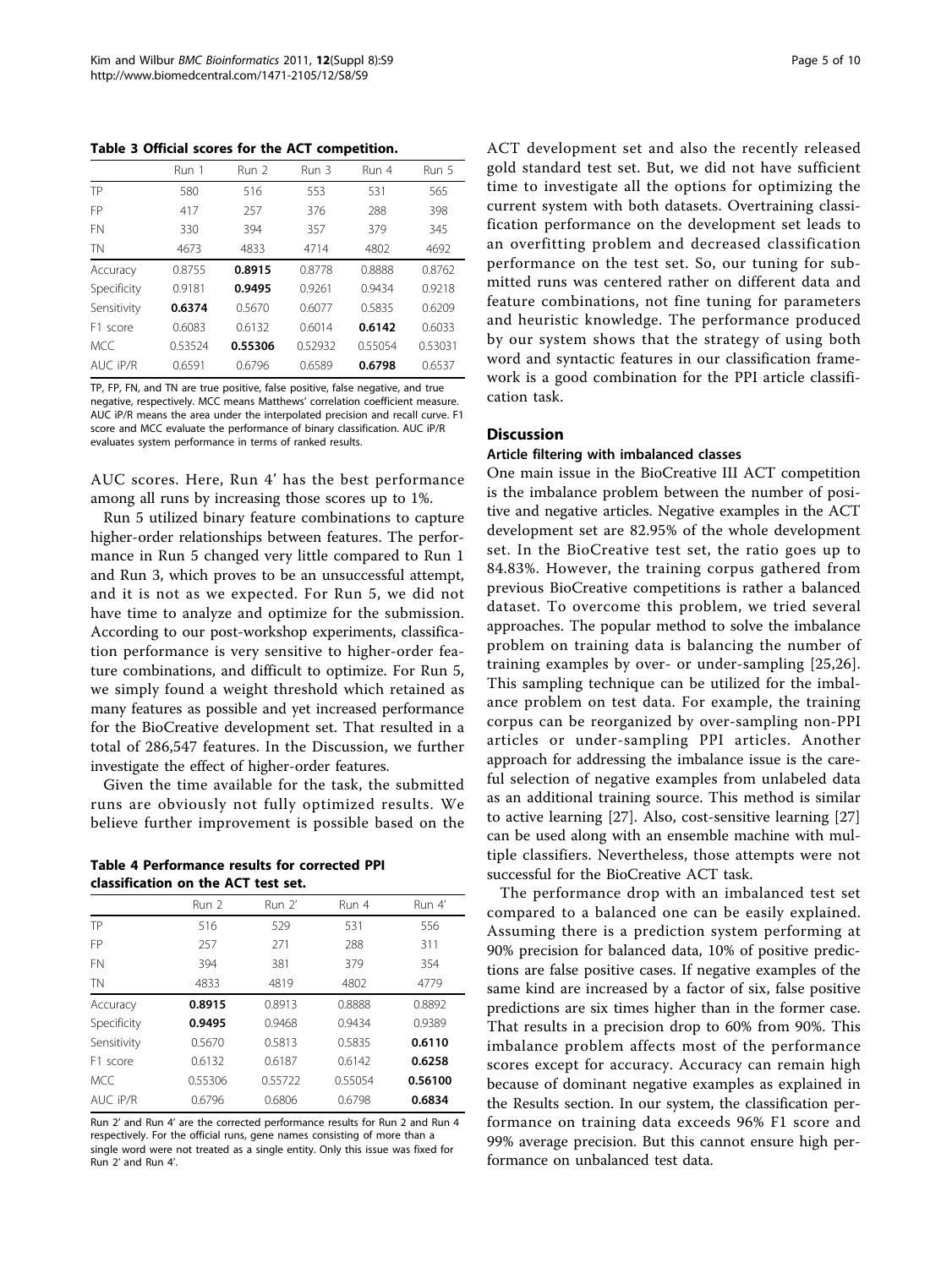**Table 3 Official scores for the ACT competition.**

| | Run 1 | Run 2 | Run 3 | Run 4 | Run 5 |
|---|---|---|---|---|---|
| TP | 580 | 516 | 553 | 531 | 565 |
| FP | 417 | 257 | 376 | 288 | 398 |
| FN | 330 | 394 | 357 | 379 | 345 |
| TN | 4673 | 4833 | 4714 | 4802 | 4692 |
| Accuracy | 0.8755 | **0.8915** | 0.8778 | 0.8888 | 0.8762 |
| Specificity | 0.9181 | **0.9495** | 0.9261 | 0.9434 | 0.9218 |
| Sensitivity | **0.6374** | 0.5670 | 0.6077 | 0.5835 | 0.6209 |
| F1 score | 0.6083 | 0.6132 | 0.6014 | **0.6142** | 0.6033 |
| MCC | 0.53524 | **0.55306** | 0.52932 | 0.55054 | 0.53031 |
| AUC iP/R | 0.6591 | 0.6796 | 0.6589 | **0.6798** | 0.6537 |

TP, FP, FN, and TN are true positive, false positive, false negative, and true negative, respectively. MCC means Matthews' correlation coefficient measure. AUC iP/R means the area under the interpolated precision and recall curve. F1 score and MCC evaluate the performance of binary classification. AUC iP/R evaluates system performance in terms of ranked results.

AUC scores. Here, Run 4' has the best performance among all runs by increasing those scores up to 1%.

Run 5 utilized binary feature combinations to capture higher-order relationships between features. The performance in Run 5 changed very little compared to Run 1 and Run 3, which proves to be an unsuccessful attempt, and it is not as we expected. For Run 5, we did not have time to analyze and optimize for the submission. According to our post-workshop experiments, classification performance is very sensitive to higher-order feature combinations, and difficult to optimize. For Run 5, we simply found a weight threshold which retained as many features as possible and yet increased performance for the BioCreative development set. That resulted in a total of 286,547 features. In the Discussion, we further investigate the effect of higher-order features.

Given the time available for the task, the submitted runs are obviously not fully optimized results. We believe further improvement is possible based on the ACT development set and also the recently released gold standard test set. But, we did not have sufficient time to investigate all the options for optimizing the current system with both datasets. Overtraining classification performance on the development set leads to an overfitting problem and decreased classification performance on the test set. So, our tuning for submitted runs was centered rather on different data and feature combinations, not fine tuning for parameters and heuristic knowledge. The performance produced by our system shows that the strategy of using both word and syntactic features in our classification framework is a good combination for the PPI article classification task.

**Table 4 Performance results for corrected PPI classification on the ACT test set.**

| | Run 2 | Run 2' | Run 4 | Run 4' |
|---|---|---|---|---|
| TP | 516 | 529 | 531 | 556 |
| FP | 257 | 271 | 288 | 311 |
| FN | 394 | 381 | 379 | 354 |
| TN | 4833 | 4819 | 4802 | 4779 |
| Accuracy | **0.8915** | 0.8913 | 0.8888 | 0.8892 |
| Specificity | **0.9495** | 0.9468 | 0.9434 | 0.9389 |
| Sensitivity | 0.5670 | 0.5813 | 0.5835 | **0.6110** |
| F1 score | 0.6132 | 0.6187 | 0.6142 | **0.6258** |
| MCC | 0.55306 | 0.55722 | 0.55054 | **0.56100** |
| AUC iP/R | 0.6796 | 0.6806 | 0.6798 | **0.6834** |

Run 2' and Run 4' are the corrected performance results for Run 2 and Run 4 respectively. For the official runs, gene names consisting of more than a single word were not treated as a single entity. Only this issue was fixed for Run 2' and Run 4'.

## Discussion

### Article filtering with imbalanced classes

One main issue in the BioCreative III ACT competition is the imbalance problem between the number of positive and negative articles. Negative examples in the ACT development set are 82.95% of the whole development set. In the BioCreative test set, the ratio goes up to 84.83%. However, the training corpus gathered from previous BioCreative competitions is rather a balanced dataset. To overcome this problem, we tried several approaches. The popular method to solve the imbalance problem on training data is balancing the number of training examples by over- or under-sampling [25,26]. This sampling technique can be utilized for the imbalance problem on test data. For example, the training corpus can be reorganized by over-sampling non-PPI articles or under-sampling PPI articles. Another approach for addressing the imbalance issue is the careful selection of negative examples from unlabeled data as an additional training source. This method is similar to active learning [27]. Also, cost-sensitive learning [27] can be used along with an ensemble machine with multiple classifiers. Nevertheless, those attempts were not successful for the BioCreative ACT task.

The performance drop with an imbalanced test set compared to a balanced one can be easily explained. Assuming there is a prediction system performing at 90% precision for balanced data, 10% of positive predictions are false positive cases. If negative examples of the same kind are increased by a factor of six, false positive predictions are six times higher than in the former case. That results in a precision drop to 60% from 90%. This imbalance problem affects most of the performance scores except for accuracy. Accuracy can remain high because of dominant negative examples as explained in the Results section. In our system, the classification performance on training data exceeds 96% F1 score and 99% average precision. But this cannot ensure high performance on unbalanced test data.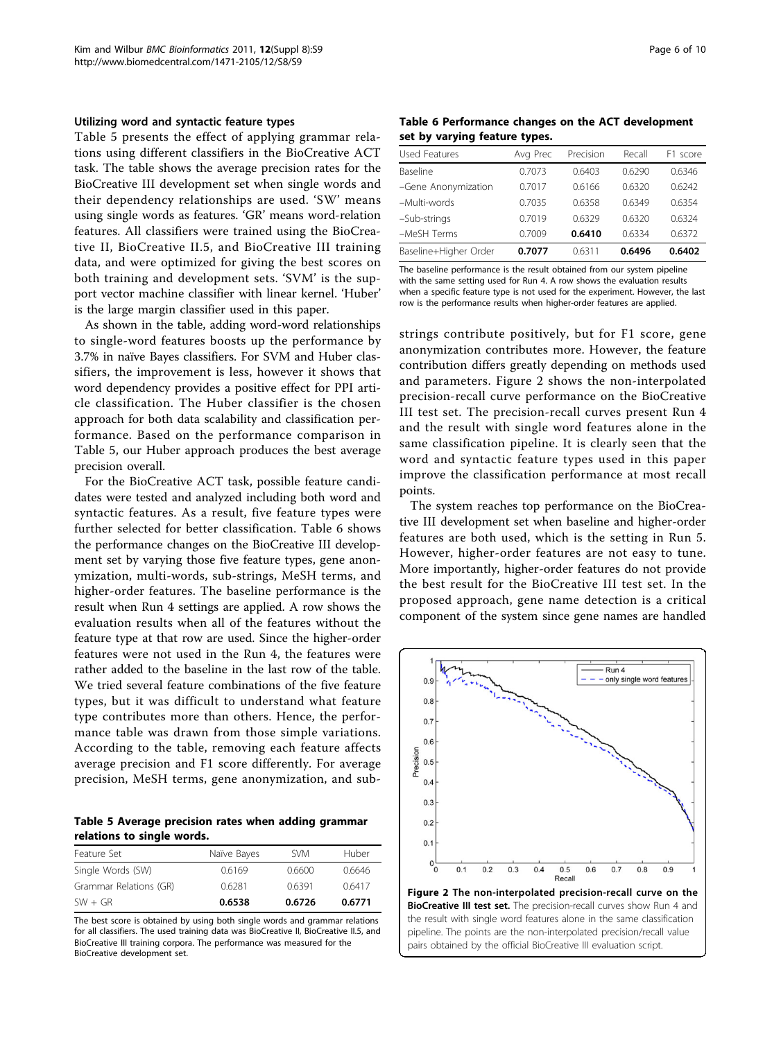### Utilizing word and syntactic feature types

Table 5 presents the effect of applying grammar relations using different classifiers in the BioCreative ACT task. The table shows the average precision rates for the BioCreative III development set when single words and their dependency relationships are used. 'SW' means using single words as features. 'GR' means word-relation features. All classifiers were trained using the BioCreative II, BioCreative II.5, and BioCreative III training data, and were optimized for giving the best scores on both training and development sets. 'SVM' is the support vector machine classifier with linear kernel. 'Huber' is the large margin classifier used in this paper.

As shown in the table, adding word-word relationships to single-word features boosts up the performance by 3.7% in naïve Bayes classifiers. For SVM and Huber classifiers, the improvement is less, however it shows that word dependency provides a positive effect for PPI article classification. The Huber classifier is the chosen approach for both data scalability and classification performance. Based on the performance comparison in Table 5, our Huber approach produces the best average precision overall.

For the BioCreative ACT task, possible feature candidates were tested and analyzed including both word and syntactic features. As a result, five feature types were further selected for better classification. Table 6 shows the performance changes on the BioCreative III development set by varying those five feature types, gene anonymization, multi-words, sub-strings, MeSH terms, and higher-order features. The baseline performance is the result when Run 4 settings are applied. A row shows the evaluation results when all of the features without the feature type at that row are used. Since the higher-order features were not used in the Run 4, the features were rather added to the baseline in the last row of the table. We tried several feature combinations of the five feature types, but it was difficult to understand what feature type contributes more than others. Hence, the performance table was drawn from those simple variations. According to the table, removing each feature affects average precision and F1 score differently. For average precision, MeSH terms, gene anonymization, and sub-strings contribute positively, but for F1 score, gene anonymization contributes more. However, the feature contribution differs greatly depending on methods used and parameters. Figure 2 shows the non-interpolated precision-recall curve performance on the BioCreative III test set. The precision-recall curves present Run 4 and the result with single word features alone in the same classification pipeline. It is clearly seen that the word and syntactic feature types used in this paper improve the classification performance at most recall points.

The system reaches top performance on the BioCreative III development set when baseline and higher-order features are both used, which is the setting in Run 5. However, higher-order features are not easy to tune. More importantly, higher-order features do not provide the best result for the BioCreative III test set. In the proposed approach, gene name detection is a critical component of the system since gene names are handled

**Table 5 Average precision rates when adding grammar relations to single words.**

| Feature Set | Naïve Bayes | SVM | Huber |
|---|---|---|---|
| Single Words (SW) | 0.6169 | 0.6600 | 0.6646 |
| Grammar Relations (GR) | 0.6281 | 0.6391 | 0.6417 |
| SW + GR | **0.6538** | **0.6726** | **0.6771** |

The best score is obtained by using both single words and grammar relations for all classifiers. The used training data was BioCreative II, BioCreative II.5, and BioCreative III training corpora. The performance was measured for the BioCreative development set.

**Table 6 Performance changes on the ACT development set by varying feature types.**

| Used Features | Avg Prec | Precision | Recall | F1 score |
|---|---|---|---|---|
| Baseline | 0.7073 | 0.6403 | 0.6290 | 0.6346 |
| –Gene Anonymization | 0.7017 | 0.6166 | 0.6320 | 0.6242 |
| –Multi-words | 0.7035 | 0.6358 | 0.6349 | 0.6354 |
| –Sub-strings | 0.7019 | 0.6329 | 0.6320 | 0.6324 |
| –MeSH Terms | 0.7009 | **0.6410** | 0.6334 | 0.6372 |
| Baseline+Higher Order | **0.7077** | 0.6311 | **0.6496** | **0.6402** |

The baseline performance is the result obtained from our system pipeline with the same setting used for Run 4. A row shows the evaluation results when a specific feature type is not used for the experiment. However, the last row is the performance results when higher-order features are applied.

**Figure 2 The non-interpolated precision-recall curve on the BioCreative III test set.** The precision-recall curves show Run 4 and the result with single word features alone in the same classification pipeline. The points are the non-interpolated precision/recall value pairs obtained by the official BioCreative III evaluation script.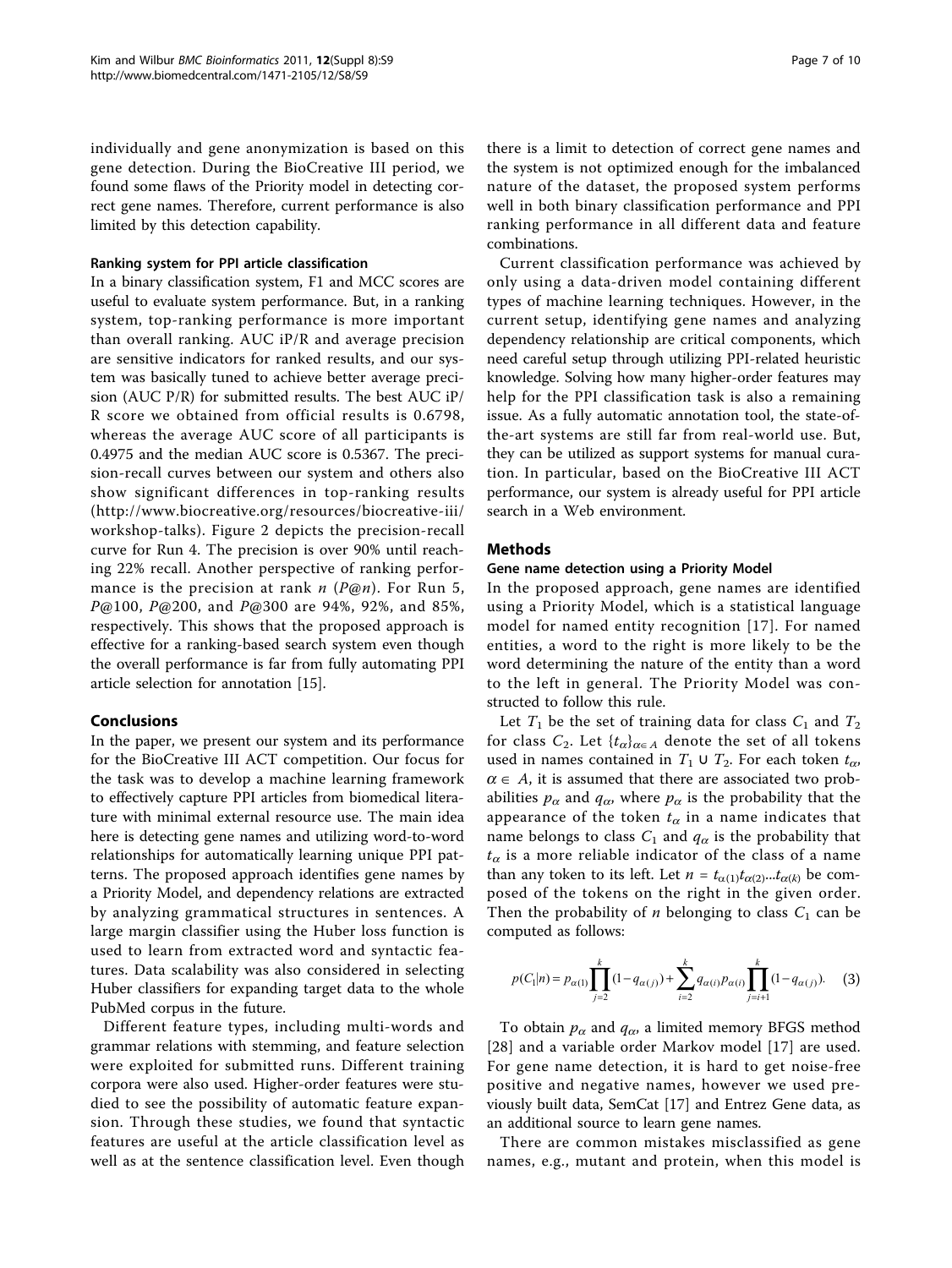individually and gene anonymization is based on this gene detection. During the BioCreative III period, we found some flaws of the Priority model in detecting correct gene names. Therefore, current performance is also limited by this detection capability.

#### Ranking system for PPI article classification

In a binary classification system, F1 and MCC scores are useful to evaluate system performance. But, in a ranking system, top-ranking performance is more important than overall ranking. AUC iP/R and average precision are sensitive indicators for ranked results, and our system was basically tuned to achieve better average precision (AUC P/R) for submitted results. The best AUC iP/R score we obtained from official results is 0.6798, whereas the average AUC score of all participants is 0.4975 and the median AUC score is 0.5367. The precision-recall curves between our system and others also show significant differences in top-ranking results (http://www.biocreative.org/resources/biocreative-iii/workshop-talks). Figure 2 depicts the precision-recall curve for Run 4. The precision is over 90% until reaching 22% recall. Another perspective of ranking performance is the precision at rank $n$ ($P@n$). For Run 5, $P@100$, $P@200$, and $P@300$ are 94%, 92%, and 85%, respectively. This shows that the proposed approach is effective for a ranking-based search system even though the overall performance is far from fully automating PPI article selection for annotation [15].

## Conclusions

In the paper, we present our system and its performance for the BioCreative III ACT competition. Our focus for the task was to develop a machine learning framework to effectively capture PPI articles from biomedical literature with minimal external resource use. The main idea here is detecting gene names and utilizing word-to-word relationships for automatically learning unique PPI patterns. The proposed approach identifies gene names by a Priority Model, and dependency relations are extracted by analyzing grammatical structures in sentences. A large margin classifier using the Huber loss function is used to learn from extracted word and syntactic features. Data scalability was also considered in selecting Huber classifiers for expanding target data to the whole PubMed corpus in the future.

Different feature types, including multi-words and grammar relations with stemming, and feature selection were exploited for submitted runs. Different training corpora were also used. Higher-order features were studied to see the possibility of automatic feature expansion. Through these studies, we found that syntactic features are useful at the article classification level as well as at the sentence classification level. Even though there is a limit to detection of correct gene names and the system is not optimized enough for the imbalanced nature of the dataset, the proposed system performs well in both binary classification performance and PPI ranking performance in all different data and feature combinations.

Current classification performance was achieved by only using a data-driven model containing different types of machine learning techniques. However, in the current setup, identifying gene names and analyzing dependency relationship are critical components, which need careful setup through utilizing PPI-related heuristic knowledge. Solving how many higher-order features may help for the PPI classification task is also a remaining issue. As a fully automatic annotation tool, the state-of-the-art systems are still far from real-world use. But, they can be utilized as support systems for manual curation. In particular, based on the BioCreative III ACT performance, our system is already useful for PPI article search in a Web environment.

## Methods

#### Gene name detection using a Priority Model

In the proposed approach, gene names are identified using a Priority Model, which is a statistical language model for named entity recognition [17]. For named entities, a word to the right is more likely to be the word determining the nature of the entity than a word to the left in general. The Priority Model was constructed to follow this rule.

Let $T_1$ be the set of training data for class $C_1$ and $T_2$ for class $C_2$. Let $\{t_\alpha\}_{\alpha \in A}$ denote the set of all tokens used in names contained in $T_1 \cup T_2$. For each token $t_\alpha$, $\alpha \in A$, it is assumed that there are associated two probabilities $p_\alpha$ and $q_\alpha$, where $p_\alpha$ is the probability that the appearance of the token $t_\alpha$ in a name indicates that name belongs to class $C_1$ and $q_\alpha$ is the probability that $t_\alpha$ is a more reliable indicator of the class of a name than any token to its left. Let $n = t_{\alpha(1)}t_{\alpha(2)}...t_{\alpha(k)}$ be composed of the tokens on the right in the given order. Then the probability of $n$ belonging to class $C_1$ can be computed as follows:

$$p(C_1|n) = p_{\alpha(1)}\prod_{j=2}^{k}(1-q_{\alpha(j)}) + \sum_{i=2}^{k} q_{\alpha(i)}p_{\alpha(i)}\prod_{j=i+1}^{k}(1-q_{\alpha(j)}). \quad (3)$$

To obtain $p_\alpha$ and $q_\alpha$, a limited memory BFGS method [28] and a variable order Markov model [17] are used. For gene name detection, it is hard to get noise-free positive and negative names, however we used previously built data, SemCat [17] and Entrez Gene data, as an additional source to learn gene names.

There are common mistakes misclassified as gene names, e.g., mutant and protein, when this model is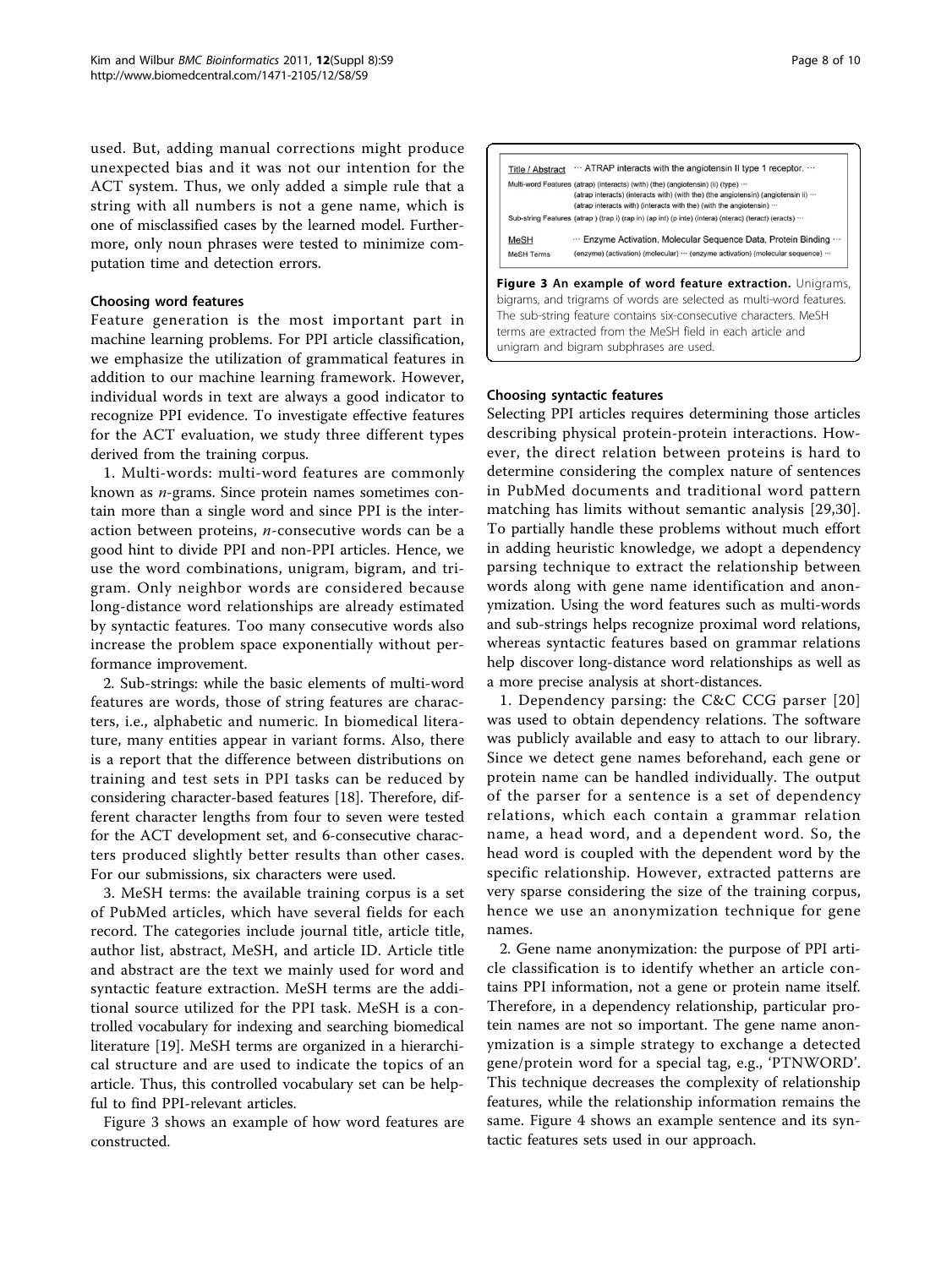used. But, adding manual corrections might produce unexpected bias and it was not our intention for the ACT system. Thus, we only added a simple rule that a string with all numbers is not a gene name, which is one of misclassified cases by the learned model. Furthermore, only noun phrases were tested to minimize computation time and detection errors.

#### Choosing word features

Feature generation is the most important part in machine learning problems. For PPI article classification, we emphasize the utilization of grammatical features in addition to our machine learning framework. However, individual words in text are always a good indicator to recognize PPI evidence. To investigate effective features for the ACT evaluation, we study three different types derived from the training corpus.

1. Multi-words: multi-word features are commonly known as *n*-grams. Since protein names sometimes contain more than a single word and since PPI is the interaction between proteins, *n*-consecutive words can be a good hint to divide PPI and non-PPI articles. Hence, we use the word combinations, unigram, bigram, and trigram. Only neighbor words are considered because long-distance word relationships are already estimated by syntactic features. Too many consecutive words also increase the problem space exponentially without performance improvement.

2. Sub-strings: while the basic elements of multi-word features are words, those of string features are characters, i.e., alphabetic and numeric. In biomedical literature, many entities appear in variant forms. Also, there is a report that the difference between distributions on training and test sets in PPI tasks can be reduced by considering character-based features [18]. Therefore, different character lengths from four to seven were tested for the ACT development set, and 6-consecutive characters produced slightly better results than other cases. For our submissions, six characters were used.

3. MeSH terms: the available training corpus is a set of PubMed articles, which have several fields for each record. The categories include journal title, article title, author list, abstract, MeSH, and article ID. Article title and abstract are the text we mainly used for word and syntactic feature extraction. MeSH terms are the additional source utilized for the PPI task. MeSH is a controlled vocabulary for indexing and searching biomedical literature [19]. MeSH terms are organized in a hierarchical structure and are used to indicate the topics of an article. Thus, this controlled vocabulary set can be helpful to find PPI-relevant articles.

Figure 3 shows an example of how word features are constructed.

| | |
|---|---|
| Title / Abstract | ··· ATRAP interacts with the angiotensin II type 1 receptor. ··· |
| Multi-word Features | (atrap) (interacts) (with) (the) (angiotensin) (ii) (type) ··· (atrap interacts) (interacts with) (with the) (the angiotensin) (angiotensin ii) ··· (atrap interacts with) (interacts with the) (with the angiotensin) ··· |
| Sub-string Features | (atrap ) (trap i) (rap in) (ap int) (p inte) (intera) (nterac) (teract) (eracts) ··· |
| MeSH | ··· Enzyme Activation, Molecular Sequence Data, Protein Binding ··· |
| MeSH Terms | (enzyme) (activation) (molecular) ··· (enzyme activation) (molecular sequence) ··· |

**Figure 3 An example of word feature extraction.** Unigrams, bigrams, and trigrams of words are selected as multi-word features. The sub-string feature contains six-consecutive characters. MeSH terms are extracted from the MeSH field in each article and unigram and bigram subphrases are used.

#### Choosing syntactic features

Selecting PPI articles requires determining those articles describing physical protein-protein interactions. However, the direct relation between proteins is hard to determine considering the complex nature of sentences in PubMed documents and traditional word pattern matching has limits without semantic analysis [29,30]. To partially handle these problems without much effort in adding heuristic knowledge, we adopt a dependency parsing technique to extract the relationship between words along with gene name identification and anonymization. Using the word features such as multi-words and sub-strings helps recognize proximal word relations, whereas syntactic features based on grammar relations help discover long-distance word relationships as well as a more precise analysis at short-distances.

1. Dependency parsing: the C&C CCG parser [20] was used to obtain dependency relations. The software was publicly available and easy to attach to our library. Since we detect gene names beforehand, each gene or protein name can be handled individually. The output of the parser for a sentence is a set of dependency relations, which each contain a grammar relation name, a head word, and a dependent word. So, the head word is coupled with the dependent word by the specific relationship. However, extracted patterns are very sparse considering the size of the training corpus, hence we use an anonymization technique for gene names.

2. Gene name anonymization: the purpose of PPI article classification is to identify whether an article contains PPI information, not a gene or protein name itself. Therefore, in a dependency relationship, particular protein names are not so important. The gene name anonymization is a simple strategy to exchange a detected gene/protein word for a special tag, e.g., 'PTNWORD'. This technique decreases the complexity of relationship features, while the relationship information remains the same. Figure 4 shows an example sentence and its syntactic features sets used in our approach.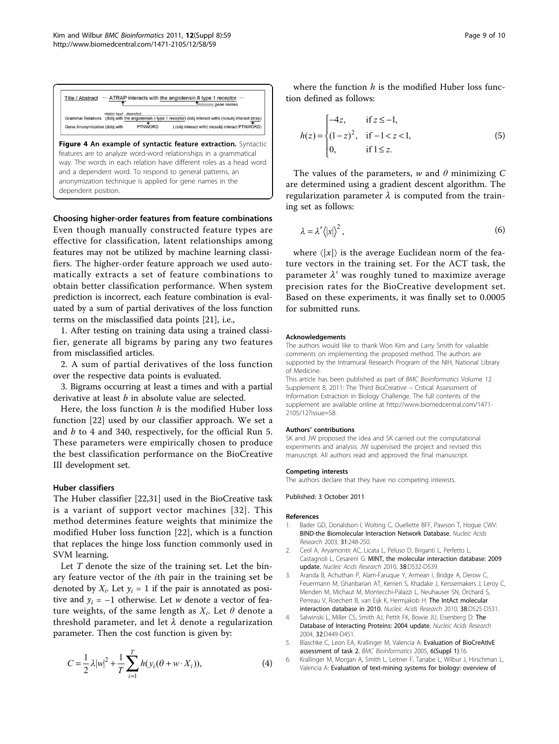Figure 4 An example of syntactic feature extraction. Syntactic features are to analyze word-word relationships in a grammatical way. The words in each relation have different roles as a head word and a dependent word. To respond to general patterns, an anonymization technique is applied for gene names in the dependent position.

### Choosing higher-order features from feature combinations

Even though manually constructed feature types are effective for classification, latent relationships among features may not be utilized by machine learning classifiers. The higher-order feature approach we used automatically extracts a set of feature combinations to obtain better classification performance. When system prediction is incorrect, each feature combination is evaluated by a sum of partial derivatives of the loss function terms on the misclassified data points [21], i.e.,

1. After testing on training data using a trained classifier, generate all bigrams by paring any two features from misclassified articles.

2. A sum of partial derivatives of the loss function over the respective data points is evaluated.

3. Bigrams occurring at least a times and with a partial derivative at least $b$ in absolute value are selected.

Here, the loss function $h$ is the modified Huber loss function [22] used by our classifier approach. We set a and $b$ to 4 and 340, respectively, for the official Run 5. These parameters were empirically chosen to produce the best classification performance on the BioCreative III development set.

### Huber classifiers

The Huber classifier [22,31] used in the BioCreative task is a variant of support vector machines [32]. This method determines feature weights that minimize the modified Huber loss function [22], which is a function that replaces the hinge loss function commonly used in SVM learning.

Let $T$ denote the size of the training set. Let the binary feature vector of the $i$th pair in the training set be denoted by $X_i$. Let $y_i = 1$ if the pair is annotated as positive and $y_i = -1$ otherwise. Let $w$ denote a vector of feature weights, of the same length as $X_i$. Let $\theta$ denote a threshold parameter, and let $\lambda$ denote a regularization parameter. Then the cost function is given by:

$$C = \frac{1}{2}\lambda |w|^2 + \frac{1}{T}\sum_{i=1}^{T} h(y_i(\theta + w \cdot X_i)), \tag{4}$$

where the function $h$ is the modified Huber loss function defined as follows:

$$h(z) = \begin{cases} -4z, & \text{if } z \le -1, \\ (1-z)^2, & \text{if } -1 < z < 1, \\ 0, & \text{if } 1 \le z. \end{cases} \tag{5}$$

The values of the parameters, $w$ and $\theta$ minimizing $C$ are determined using a gradient descent algorithm. The regularization parameter $\lambda$ is computed from the training set as follows:

$$\lambda = \lambda' \langle |x| \rangle^2, \tag{6}$$

where $\langle |x| \rangle$ is the average Euclidean norm of the feature vectors in the training set. For the ACT task, the parameter $\lambda'$ was roughly tuned to maximize average precision rates for the BioCreative development set. Based on these experiments, it was finally set to 0.0005 for submitted runs.

#### Acknowledgements

The authors would like to thank Won Kim and Larry Smith for valuable comments on implementing the proposed method. The authors are supported by the Intramural Research Program of the NIH, National Library of Medicine.

This article has been published as part of *BMC Bioinformatics* Volume 12 Supplement 8, 2011: The Third BioCreative – Critical Assessment of Information Extraction in Biology Challenge. The full contents of the supplement are available online at http://www.biomedcentral.com/1471-2105/12?issue=S8.

#### Authors' contributions

SK and JW proposed the idea and SK carried out the computational experiments and analysis. JW supervised the project and revised this manuscript. All authors read and approved the final manuscript.

#### Competing interests

The authors declare that they have no competing interests.

Published: 3 October 2011

#### References

1. Bader GD, Donaldson I, Wolting C, Ouellette BFF, Pawson T, Hogue CWV: BIND-the Biomolecular Interaction Network Database. *Nucleic Acids Research* 2003, **31**:248-250.
2. Ceol A, Aryamontri AC, Licata L, Peluso D, Briganti L, Perfetto L, Castagnoli L, Cesareni G: MINT, the molecular interaction database: 2009 update. *Nucleic Acids Research* 2010, **38**:D532-D539.
3. Aranda B, Achuthan P, Alam-Faruque Y, Armean I, Bridge A, Derow C, Feuermann M, Ghanbarian AT, Kerrien S, Khadake J, Kerssemakers J, Leroy C, Menden M, Michaut M, Montecchi-Palazzi L, Neuhauser SN, Orchard S, Perreau V, Roechert B, van Eijk K, Hermjakob H: The IntAct molecular interaction database in 2010. *Nucleic Acids Research* 2010, **38**:D525-D531.
4. Salwinski L, Miller CS, Smith AJ, Pettit FK, Bowie JU, Eisenberg D: The Database of Interacting Proteins: 2004 update. *Nucleic Acids Research* 2004, **32**:D449-D451.
5. Blaschke C, Leon EA, Krallinger M, Valencia A: Evaluation of BioCreAtIvE assessment of task 2. *BMC Bioinformatics* 2005, **6**(Suppl 1):16.
6. Krallinger M, Morgan A, Smith L, Leitner F, Tanabe L, Wilbur J, Hirschman L, Valencia A: Evaluation of text-mining systems for biology: overview of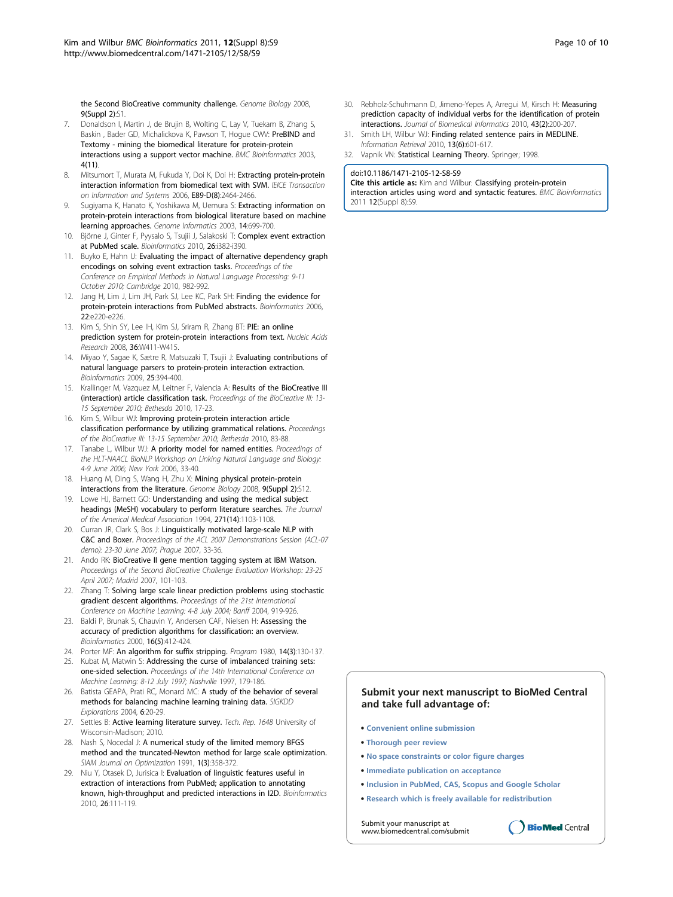the Second BioCreative community challenge. *Genome Biology* 2008, **9(Suppl 2)**:S1.

7. Donaldson I, Martin J, de Brujin B, Wolting C, Lay V, Tuekam B, Zhang S, Baskin , Bader GD, Michalickova K, Pawson T, Hogue CWV: **PreBIND and Textomy - mining the biomedical literature for protein-protein interactions using a support vector machine.** *BMC Bioinformatics* 2003, **4(11)**.
8. Mitsumort T, Murata M, Fukuda Y, Doi K, Doi H: **Extracting protein-protein interaction information from biomedical text with SVM.** *IEICE Transaction on Information and Systems* 2006, **E89-D(8)**:2464-2466.
9. Sugiyama K, Hanato K, Yoshikawa M, Uemura S: **Extracting information on protein-protein interactions from biological literature based on machine learning approaches.** *Genome Informatics* 2003, **14**:699-700.
10. Björne J, Ginter F, Pyysalo S, Tsujii J, Salakoski T: **Complex event extraction at PubMed scale.** *Bioinformatics* 2010, **26**:i382-i390.
11. Buyko E, Hahn U: **Evaluating the impact of alternative dependency graph encodings on solving event extraction tasks.** *Proceedings of the Conference on Empirical Methods in Natural Language Processing: 9-11 October 2010; Cambridge* 2010, 982-992.
12. Jang H, Lim J, Lim JH, Park SJ, Lee KC, Park SH: **Finding the evidence for protein-protein interactions from PubMed abstracts.** *Bioinformatics* 2006, **22**:e220-e226.
13. Kim S, Shin SY, Lee IH, Kim SJ, Sriram R, Zhang BT: **PIE: an online prediction system for protein-protein interactions from text.** *Nucleic Acids Research* 2008, **36**:W411-W415.
14. Miyao Y, Sagae K, Sætre R, Matsuzaki T, Tsujii J: **Evaluating contributions of natural language parsers to protein-protein interaction extraction.** *Bioinformatics* 2009, **25**:394-400.
15. Krallinger M, Vazquez M, Leitner F, Valencia A: **Results of the BioCreative III (interaction) article classification task.** *Proceedings of the BioCreative III: 13-15 September 2010; Bethesda* 2010, 17-23.
16. Kim S, Wilbur WJ: **Improving protein-protein interaction article classification performance by utilizing grammatical relations.** *Proceedings of the BioCreative III: 13-15 September 2010; Bethesda* 2010, 83-88.
17. Tanabe L, Wilbur WJ: **A priority model for named entities.** *Proceedings of the HLT-NAACL BioNLP Workshop on Linking Natural Language and Biology: 4-9 June 2006; New York* 2006, 33-40.
18. Huang M, Ding S, Wang H, Zhu X: **Mining physical protein-protein interactions from the literature.** *Genome Biology* 2008, **9(Suppl 2)**:S12.
19. Lowe HJ, Barnett GO: **Understanding and using the medical subject headings (MeSH) vocabulary to perform literature searches.** *The Journal of the Americal Medical Association* 1994, **271(14)**:1103-1108.
20. Curran JR, Clark S, Bos J: **Linguistically motivated large-scale NLP with C&C and Boxer.** *Proceedings of the ACL 2007 Demonstrations Session (ACL-07 demo): 23-30 June 2007; Prague* 2007, 33-36.
21. Ando RK: **BioCreative II gene mention tagging system at IBM Watson.** *Proceedings of the Second BioCreative Challenge Evaluation Workshop: 23-25 April 2007; Madrid* 2007, 101-103.
22. Zhang T: **Solving large scale linear prediction problems using stochastic gradient descent algorithms.** *Proceedings of the 21st International Conference on Machine Learning: 4-8 July 2004; Banff* 2004, 919-926.
23. Baldi P, Brunak S, Chauvin Y, Andersen CAF, Nielsen H: **Assessing the accuracy of prediction algorithms for classification: an overview.** *Bioinformatics* 2000, **16(5)**:412-424.
24. Porter MF: **An algorithm for suffix stripping.** *Program* 1980, **14(3)**:130-137.
25. Kubat M, Matwin S: **Addressing the curse of imbalanced training sets: one-sided selection.** *Proceedings of the 14th International Conference on Machine Learning: 8-12 July 1997; Nashville* 1997, 179-186.
26. Batista GEAPA, Prati RC, Monard MC: **A study of the behavior of several methods for balancing machine learning training data.** *SIGKDD Explorations* 2004, **6**:20-29.
27. Settles B: **Active learning literature survey.** *Tech. Rep. 1648* University of Wisconsin-Madison; 2010.
28. Nash S, Nocedal J: **A numerical study of the limited memory BFGS method and the truncated-Newton method for large scale optimization.** *SIAM Journal on Optimization* 1991, **1(3)**:358-372.
29. Niu Y, Otasek D, Jurisica I: **Evaluation of linguistic features useful in extraction of interactions from PubMed; application to annotating known, high-throughput and predicted interactions in I2D.** *Bioinformatics* 2010, **26**:111-119.
30. Rebholz-Schuhmann D, Jimeno-Yepes A, Arregui M, Kirsch H: **Measuring prediction capacity of individual verbs for the identification of protein interactions.** *Journal of Biomedical Informatics* 2010, **43(2)**:200-207.
31. Smith LH, Wilbur WJ: **Finding related sentence pairs in MEDLINE.** *Information Retrieval* 2010, **13(6)**:601-617.
32. Vapnik VN: **Statistical Learning Theory.** Springer; 1998.

doi:10.1186/1471-2105-12-S8-S9

**Cite this article as:** Kim and Wilbur: Classifying protein-protein interaction articles using word and syntactic features. *BMC Bioinformatics* 2011 **12**(Suppl 8):S9.

**Submit your next manuscript to BioMed Central and take full advantage of:**

- **Convenient online submission**
- **Thorough peer review**
- **No space constraints or color figure charges**
- **Immediate publication on acceptance**
- **Inclusion in PubMed, CAS, Scopus and Google Scholar**
- **Research which is freely available for redistribution**

Submit your manuscript at www.biomedcentral.com/submit

BioMed Central